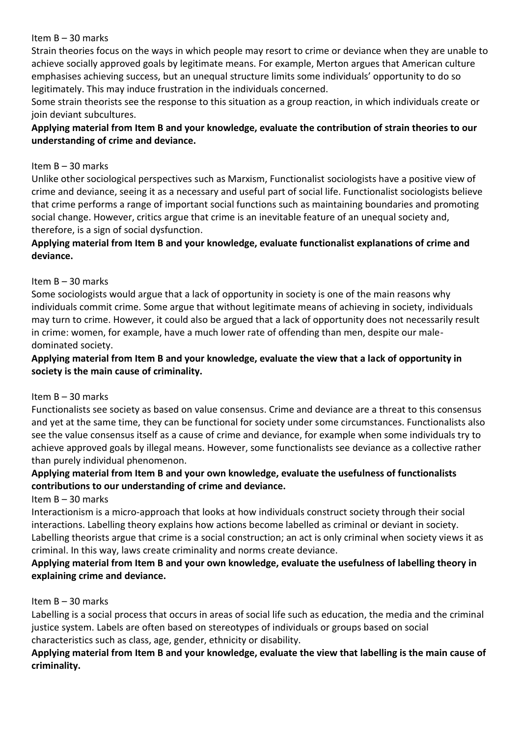Item B – 30 marks

Strain theories focus on the ways in which people may resort to crime or deviance when they are unable to achieve socially approved goals by legitimate means. For example, Merton argues that American culture emphasises achieving success, but an unequal structure limits some individuals' opportunity to do so legitimately. This may induce frustration in the individuals concerned.

Some strain theorists see the response to this situation as a group reaction, in which individuals create or join deviant subcultures.

**Applying material from Item B and your knowledge, evaluate the contribution of strain theories to our understanding of crime and deviance.**

Item B – 30 marks

Unlike other sociological perspectives such as Marxism, Functionalist sociologists have a positive view of crime and deviance, seeing it as a necessary and useful part of social life. Functionalist sociologists believe that crime performs a range of important social functions such as maintaining boundaries and promoting social change. However, critics argue that crime is an inevitable feature of an unequal society and, therefore, is a sign of social dysfunction.

**Applying material from Item B and your knowledge, evaluate functionalist explanations of crime and deviance.**

Item B – 30 marks

Some sociologists would argue that a lack of opportunity in society is one of the main reasons why individuals commit crime. Some argue that without legitimate means of achieving in society, individuals may turn to crime. However, it could also be argued that a lack of opportunity does not necessarily result in crime: women, for example, have a much lower rate of offending than men, despite our male-dominated society.

**Applying material from Item B and your knowledge, evaluate the view that a lack of opportunity in society is the main cause of criminality.**

Item B – 30 marks

Functionalists see society as based on value consensus. Crime and deviance are a threat to this consensus and yet at the same time, they can be functional for society under some circumstances. Functionalists also see the value consensus itself as a cause of crime and deviance, for example when some individuals try to achieve approved goals by illegal means. However, some functionalists see deviance as a collective rather than purely individual phenomenon.

**Applying material from Item B and your own knowledge, evaluate the usefulness of functionalists contributions to our understanding of crime and deviance.**

Item B – 30 marks

Interactionism is a micro-approach that looks at how individuals construct society through their social interactions. Labelling theory explains how actions become labelled as criminal or deviant in society. Labelling theorists argue that crime is a social construction; an act is only criminal when society views it as criminal. In this way, laws create criminality and norms create deviance.

**Applying material from Item B and your own knowledge, evaluate the usefulness of labelling theory in explaining crime and deviance.**

Item B – 30 marks

Labelling is a social process that occurs in areas of social life such as education, the media and the criminal justice system. Labels are often based on stereotypes of individuals or groups based on social characteristics such as class, age, gender, ethnicity or disability.

**Applying material from Item B and your knowledge, evaluate the view that labelling is the main cause of criminality.**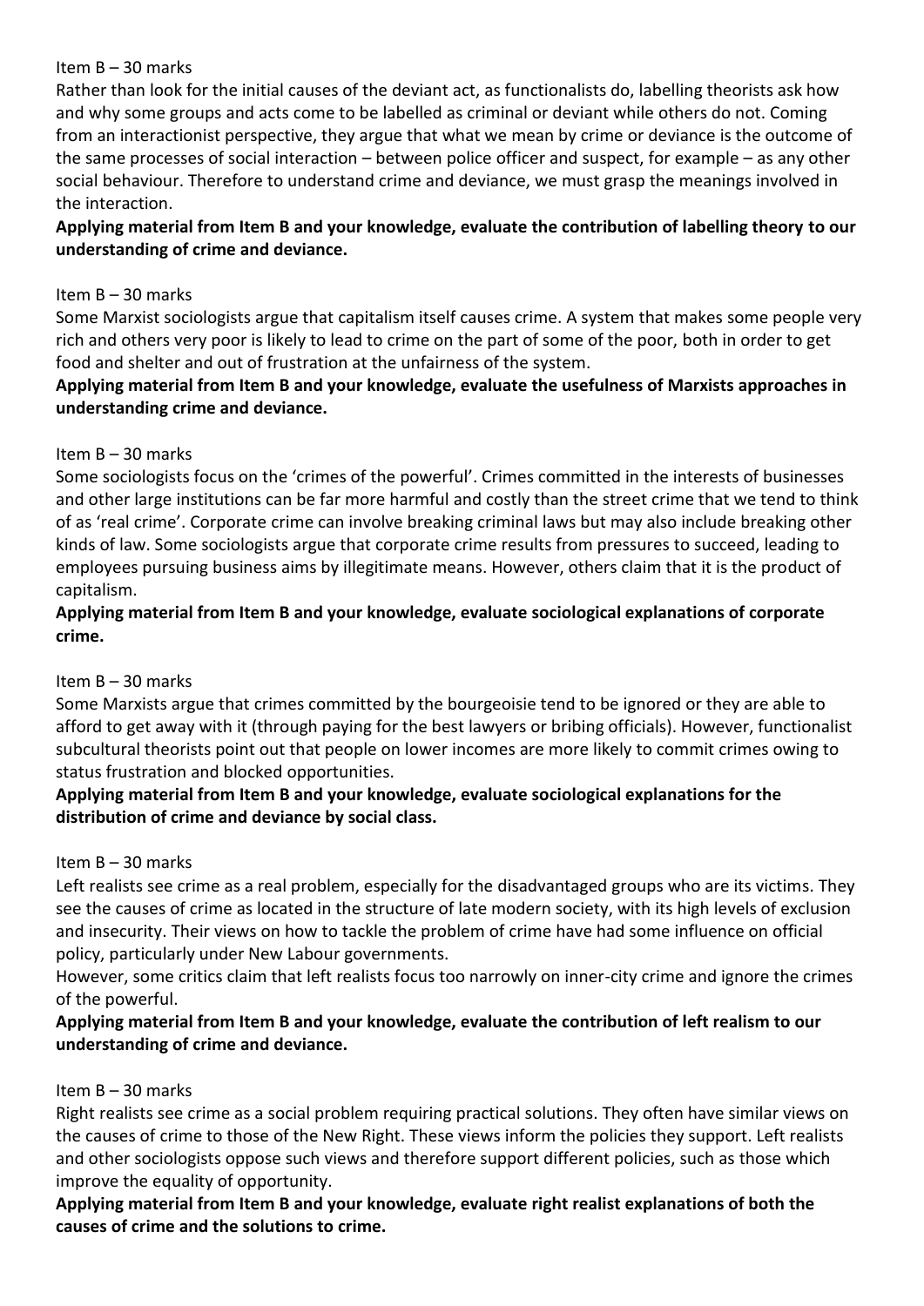Item B – 30 marks

Rather than look for the initial causes of the deviant act, as functionalists do, labelling theorists ask how and why some groups and acts come to be labelled as criminal or deviant while others do not. Coming from an interactionist perspective, they argue that what we mean by crime or deviance is the outcome of the same processes of social interaction – between police officer and suspect, for example – as any other social behaviour. Therefore to understand crime and deviance, we must grasp the meanings involved in the interaction.

**Applying material from Item B and your knowledge, evaluate the contribution of labelling theory to our understanding of crime and deviance.**

Item B – 30 marks

Some Marxist sociologists argue that capitalism itself causes crime. A system that makes some people very rich and others very poor is likely to lead to crime on the part of some of the poor, both in order to get food and shelter and out of frustration at the unfairness of the system.

**Applying material from Item B and your knowledge, evaluate the usefulness of Marxists approaches in understanding crime and deviance.**

Item B – 30 marks

Some sociologists focus on the 'crimes of the powerful'. Crimes committed in the interests of businesses and other large institutions can be far more harmful and costly than the street crime that we tend to think of as 'real crime'. Corporate crime can involve breaking criminal laws but may also include breaking other kinds of law. Some sociologists argue that corporate crime results from pressures to succeed, leading to employees pursuing business aims by illegitimate means. However, others claim that it is the product of capitalism.

**Applying material from Item B and your knowledge, evaluate sociological explanations of corporate crime.**

Item B – 30 marks

Some Marxists argue that crimes committed by the bourgeoisie tend to be ignored or they are able to afford to get away with it (through paying for the best lawyers or bribing officials). However, functionalist subcultural theorists point out that people on lower incomes are more likely to commit crimes owing to status frustration and blocked opportunities.

**Applying material from Item B and your knowledge, evaluate sociological explanations for the distribution of crime and deviance by social class.**

Item B – 30 marks

Left realists see crime as a real problem, especially for the disadvantaged groups who are its victims. They see the causes of crime as located in the structure of late modern society, with its high levels of exclusion and insecurity. Their views on how to tackle the problem of crime have had some influence on official policy, particularly under New Labour governments.

However, some critics claim that left realists focus too narrowly on inner-city crime and ignore the crimes of the powerful.

**Applying material from Item B and your knowledge, evaluate the contribution of left realism to our understanding of crime and deviance.**

Item B – 30 marks

Right realists see crime as a social problem requiring practical solutions. They often have similar views on the causes of crime to those of the New Right. These views inform the policies they support. Left realists and other sociologists oppose such views and therefore support different policies, such as those which improve the equality of opportunity.

**Applying material from Item B and your knowledge, evaluate right realist explanations of both the causes of crime and the solutions to crime.**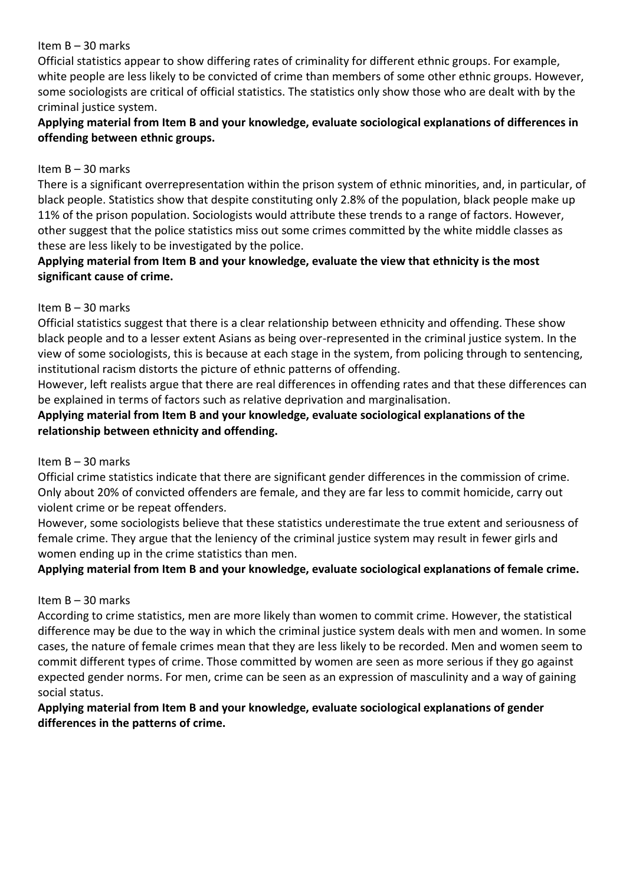Item B – 30 marks

Official statistics appear to show differing rates of criminality for different ethnic groups. For example, white people are less likely to be convicted of crime than members of some other ethnic groups. However, some sociologists are critical of official statistics. The statistics only show those who are dealt with by the criminal justice system.

**Applying material from Item B and your knowledge, evaluate sociological explanations of differences in offending between ethnic groups.**

Item B – 30 marks

There is a significant overrepresentation within the prison system of ethnic minorities, and, in particular, of black people. Statistics show that despite constituting only 2.8% of the population, black people make up 11% of the prison population. Sociologists would attribute these trends to a range of factors. However, other suggest that the police statistics miss out some crimes committed by the white middle classes as these are less likely to be investigated by the police.

**Applying material from Item B and your knowledge, evaluate the view that ethnicity is the most significant cause of crime.**

Item B – 30 marks

Official statistics suggest that there is a clear relationship between ethnicity and offending. These show black people and to a lesser extent Asians as being over-represented in the criminal justice system. In the view of some sociologists, this is because at each stage in the system, from policing through to sentencing, institutional racism distorts the picture of ethnic patterns of offending.

However, left realists argue that there are real differences in offending rates and that these differences can be explained in terms of factors such as relative deprivation and marginalisation.

**Applying material from Item B and your knowledge, evaluate sociological explanations of the relationship between ethnicity and offending.**

Item B – 30 marks

Official crime statistics indicate that there are significant gender differences in the commission of crime. Only about 20% of convicted offenders are female, and they are far less to commit homicide, carry out violent crime or be repeat offenders.

However, some sociologists believe that these statistics underestimate the true extent and seriousness of female crime. They argue that the leniency of the criminal justice system may result in fewer girls and women ending up in the crime statistics than men.

**Applying material from Item B and your knowledge, evaluate sociological explanations of female crime.**

Item B – 30 marks

According to crime statistics, men are more likely than women to commit crime. However, the statistical difference may be due to the way in which the criminal justice system deals with men and women. In some cases, the nature of female crimes mean that they are less likely to be recorded. Men and women seem to commit different types of crime. Those committed by women are seen as more serious if they go against expected gender norms. For men, crime can be seen as an expression of masculinity and a way of gaining social status.

**Applying material from Item B and your knowledge, evaluate sociological explanations of gender differences in the patterns of crime.**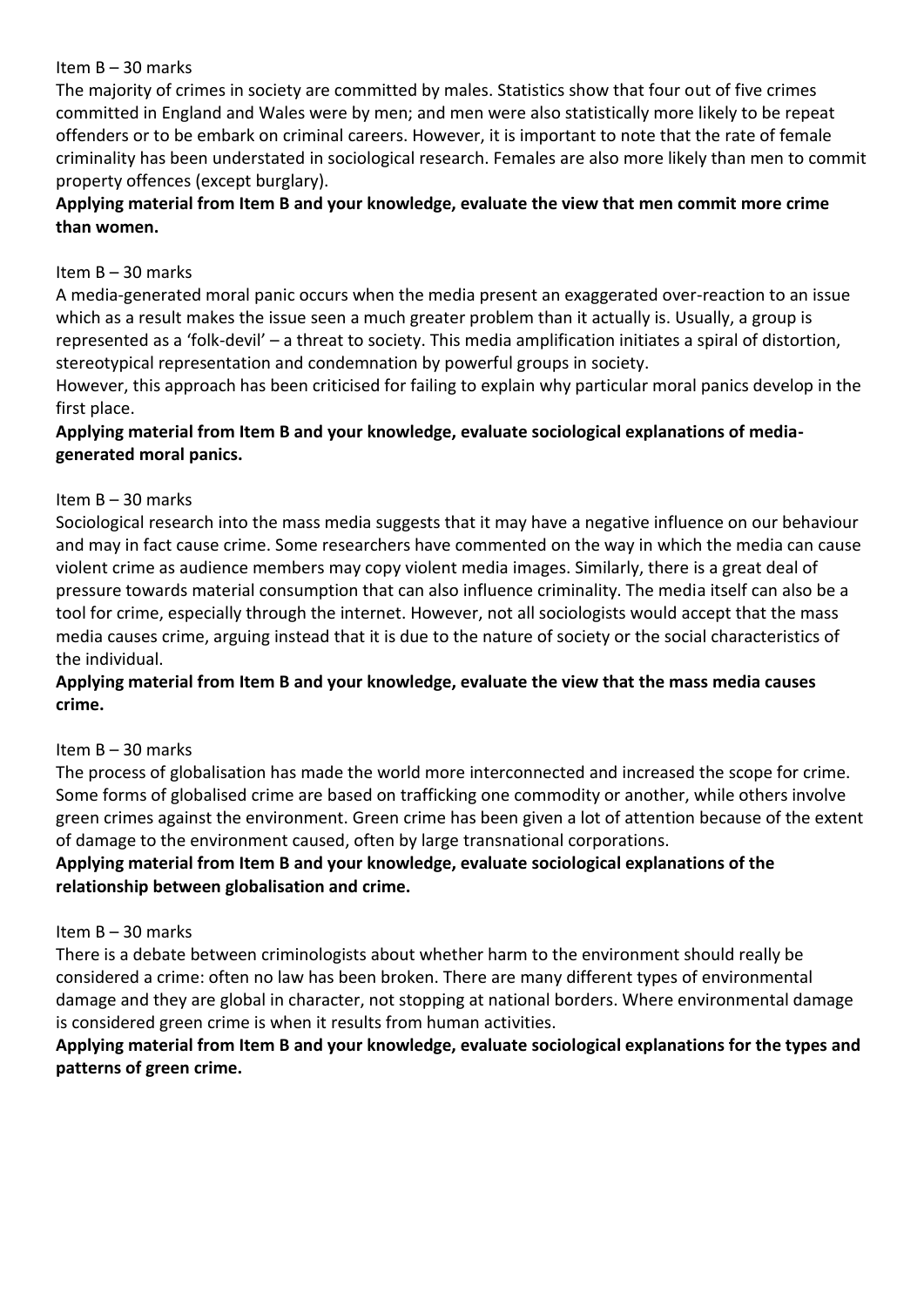Item B – 30 marks

The majority of crimes in society are committed by males. Statistics show that four out of five crimes committed in England and Wales were by men; and men were also statistically more likely to be repeat offenders or to be embark on criminal careers. However, it is important to note that the rate of female criminality has been understated in sociological research. Females are also more likely than men to commit property offences (except burglary).

**Applying material from Item B and your knowledge, evaluate the view that men commit more crime than women.**

Item B – 30 marks

A media-generated moral panic occurs when the media present an exaggerated over-reaction to an issue which as a result makes the issue seen a much greater problem than it actually is. Usually, a group is represented as a 'folk-devil' – a threat to society. This media amplification initiates a spiral of distortion, stereotypical representation and condemnation by powerful groups in society.

However, this approach has been criticised for failing to explain why particular moral panics develop in the first place.

**Applying material from Item B and your knowledge, evaluate sociological explanations of media-generated moral panics.**

Item B – 30 marks

Sociological research into the mass media suggests that it may have a negative influence on our behaviour and may in fact cause crime. Some researchers have commented on the way in which the media can cause violent crime as audience members may copy violent media images. Similarly, there is a great deal of pressure towards material consumption that can also influence criminality. The media itself can also be a tool for crime, especially through the internet. However, not all sociologists would accept that the mass media causes crime, arguing instead that it is due to the nature of society or the social characteristics of the individual.

**Applying material from Item B and your knowledge, evaluate the view that the mass media causes crime.**

Item B – 30 marks

The process of globalisation has made the world more interconnected and increased the scope for crime. Some forms of globalised crime are based on trafficking one commodity or another, while others involve green crimes against the environment. Green crime has been given a lot of attention because of the extent of damage to the environment caused, often by large transnational corporations.

**Applying material from Item B and your knowledge, evaluate sociological explanations of the relationship between globalisation and crime.**

Item B – 30 marks

There is a debate between criminologists about whether harm to the environment should really be considered a crime: often no law has been broken. There are many different types of environmental damage and they are global in character, not stopping at national borders. Where environmental damage is considered green crime is when it results from human activities.

**Applying material from Item B and your knowledge, evaluate sociological explanations for the types and patterns of green crime.**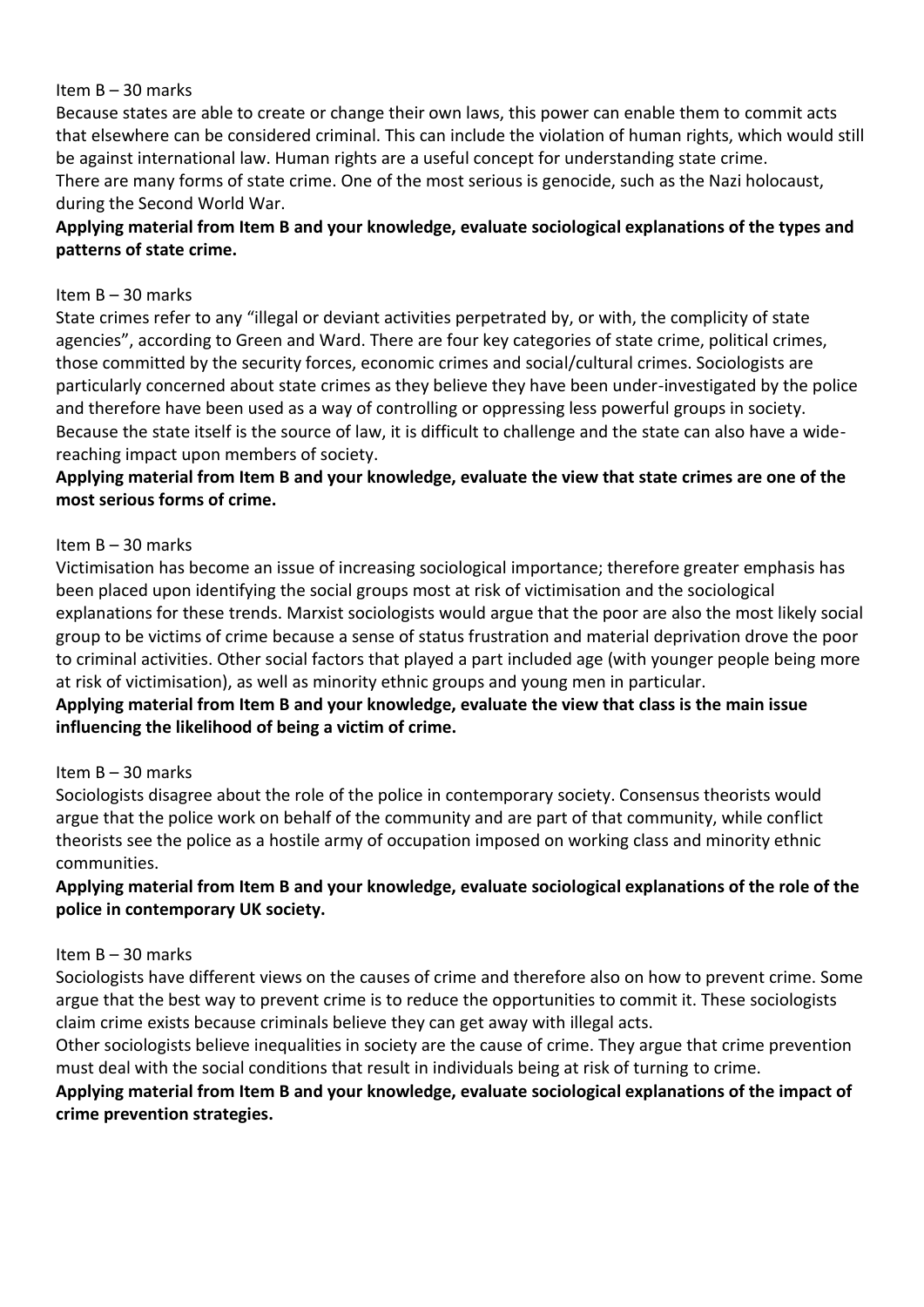Item B – 30 marks

Because states are able to create or change their own laws, this power can enable them to commit acts that elsewhere can be considered criminal. This can include the violation of human rights, which would still be against international law. Human rights are a useful concept for understanding state crime.
There are many forms of state crime. One of the most serious is genocide, such as the Nazi holocaust, during the Second World War.

**Applying material from Item B and your knowledge, evaluate sociological explanations of the types and patterns of state crime.**

Item B – 30 marks

State crimes refer to any "illegal or deviant activities perpetrated by, or with, the complicity of state agencies", according to Green and Ward. There are four key categories of state crime, political crimes, those committed by the security forces, economic crimes and social/cultural crimes. Sociologists are particularly concerned about state crimes as they believe they have been under-investigated by the police and therefore have been used as a way of controlling or oppressing less powerful groups in society. Because the state itself is the source of law, it is difficult to challenge and the state can also have a wide-reaching impact upon members of society.

**Applying material from Item B and your knowledge, evaluate the view that state crimes are one of the most serious forms of crime.**

Item B – 30 marks

Victimisation has become an issue of increasing sociological importance; therefore greater emphasis has been placed upon identifying the social groups most at risk of victimisation and the sociological explanations for these trends. Marxist sociologists would argue that the poor are also the most likely social group to be victims of crime because a sense of status frustration and material deprivation drove the poor to criminal activities. Other social factors that played a part included age (with younger people being more at risk of victimisation), as well as minority ethnic groups and young men in particular.

**Applying material from Item B and your knowledge, evaluate the view that class is the main issue influencing the likelihood of being a victim of crime.**

Item B – 30 marks

Sociologists disagree about the role of the police in contemporary society. Consensus theorists would argue that the police work on behalf of the community and are part of that community, while conflict theorists see the police as a hostile army of occupation imposed on working class and minority ethnic communities.

**Applying material from Item B and your knowledge, evaluate sociological explanations of the role of the police in contemporary UK society.**

Item B – 30 marks

Sociologists have different views on the causes of crime and therefore also on how to prevent crime. Some argue that the best way to prevent crime is to reduce the opportunities to commit it. These sociologists claim crime exists because criminals believe they can get away with illegal acts.
Other sociologists believe inequalities in society are the cause of crime. They argue that crime prevention must deal with the social conditions that result in individuals being at risk of turning to crime.

**Applying material from Item B and your knowledge, evaluate sociological explanations of the impact of crime prevention strategies.**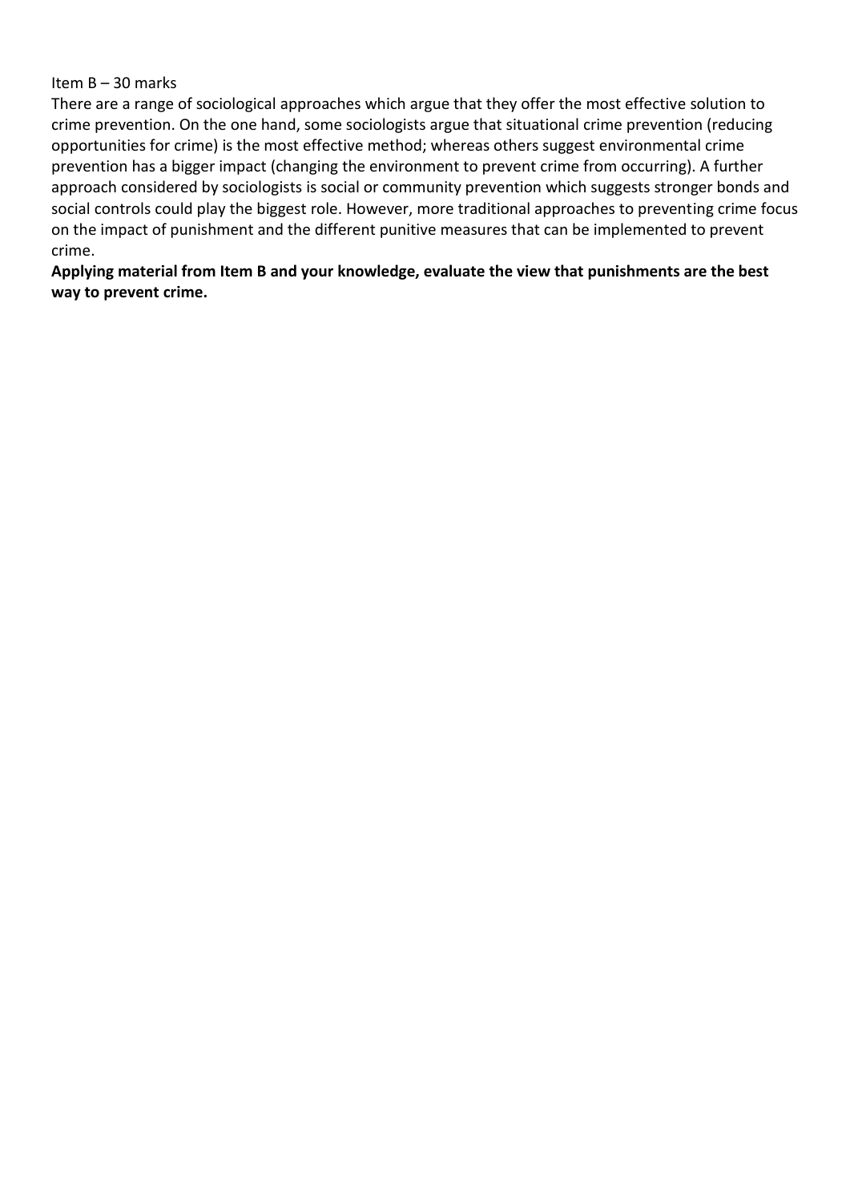Item B – 30 marks

There are a range of sociological approaches which argue that they offer the most effective solution to crime prevention. On the one hand, some sociologists argue that situational crime prevention (reducing opportunities for crime) is the most effective method; whereas others suggest environmental crime prevention has a bigger impact (changing the environment to prevent crime from occurring). A further approach considered by sociologists is social or community prevention which suggests stronger bonds and social controls could play the biggest role. However, more traditional approaches to preventing crime focus on the impact of punishment and the different punitive measures that can be implemented to prevent crime.

**Applying material from Item B and your knowledge, evaluate the view that punishments are the best way to prevent crime.**